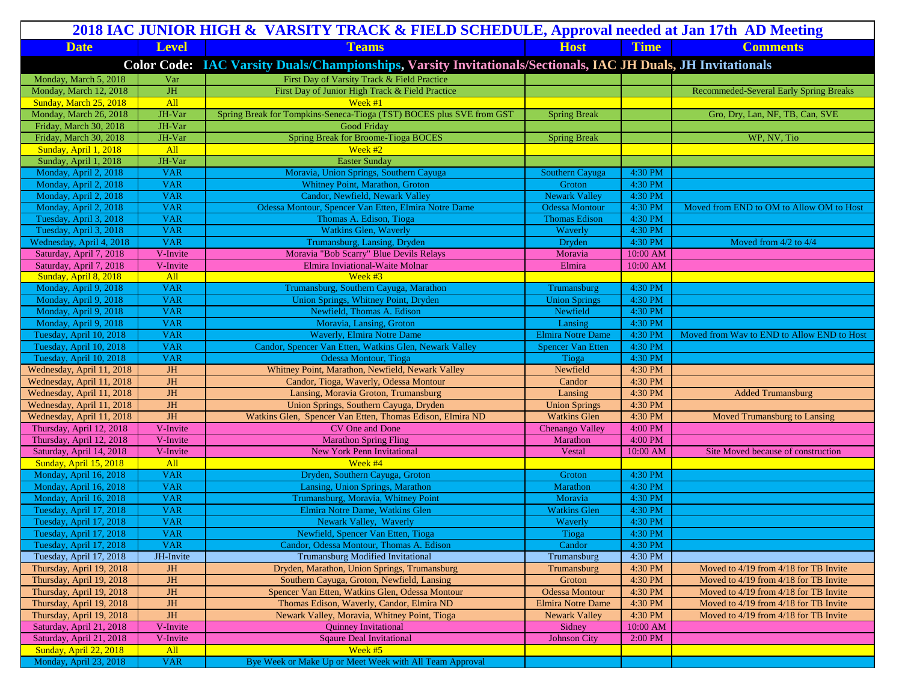# 2018 IAC JUNIOR HIGH & VARSITY TRACK & FIELD SCHEDULE, Approval needed at Jan 17th AD Meeting

| Date | Level | Teams | Host | Time | Comments |
|---|---|---|---|---|---|
| **Color Code: IAC Varsity Duals/Championships, Varsity Invitationals/Sectionals, IAC JH Duals, JH Invitationals** | | | | | |
| Monday, March 5, 2018 | Var | First Day of Varsity Track & Field Practice | | | |
| Monday, March 12, 2018 | JH | First Day of Junior High Track & Field Practice | | | Recommeded-Several Early Spring Breaks |
| Sunday, March 25, 2018 | All | Week #1 | | | |
| Monday, March 26, 2018 | JH-Var | Spring Break for Tompkins-Seneca-Tioga (TST) BOCES plus SVE from GST | Spring Break | | Gro, Dry, Lan, NF, TB, Can, SVE |
| Friday, March 30, 2018 | JH-Var | Good Friday | | | |
| Friday, March 30, 2018 | JH-Var | Spring Break for Broome-Tioga BOCES | Spring Break | | WP, NV, Tio |
| Sunday, April 1, 2018 | All | Week #2 | | | |
| Sunday, April 1, 2018 | JH-Var | Easter Sunday | | | |
| Monday, April 2, 2018 | VAR | Moravia, Union Springs, Southern Cayuga | Southern Cayuga | 4:30 PM | |
| Monday, April 2, 2018 | VAR | Whitney Point, Marathon, Groton | Groton | 4:30 PM | |
| Monday, April 2, 2018 | VAR | Candor, Newfield, Newark Valley | Newark Valley | 4:30 PM | |
| Monday, April 2, 2018 | VAR | Odessa Montour, Spencer Van Etten, Elmira Notre Dame | Odessa Montour | 4:30 PM | Moved from END to OM to Allow OM to Host |
| Tuesday, April 3, 2018 | VAR | Thomas A. Edison, Tioga | Thomas Edison | 4:30 PM | |
| Tuesday, April 3, 2018 | VAR | Watkins Glen, Waverly | Waverly | 4:30 PM | |
| Wednesday, April 4, 2018 | VAR | Trumansburg, Lansing, Dryden | Dryden | 4:30 PM | Moved from 4/2 to 4/4 |
| Saturday, April 7, 2018 | V-Invite | Moravia "Bob Scarry" Blue Devils Relays | Moravia | 10:00 AM | |
| Saturday, April 7, 2018 | V-Invite | Elmira Inviational-Waite Molnar | Elmira | 10:00 AM | |
| Sunday, April 8, 2018 | All | Week #3 | | | |
| Monday, April 9, 2018 | VAR | Trumansburg, Southern Cayuga, Marathon | Trumansburg | 4:30 PM | |
| Monday, April 9, 2018 | VAR | Union Springs, Whitney Point, Dryden | Union Springs | 4:30 PM | |
| Monday, April 9, 2018 | VAR | Newfield, Thomas A. Edison | Newfield | 4:30 PM | |
| Monday, April 9, 2018 | VAR | Moravia, Lansing, Groton | Lansing | 4:30 PM | |
| Tuesday, April 10, 2018 | VAR | Waverly, Elmira Notre Dame | Elmira Notre Dame | 4:30 PM | Moved from Wav to END to Allow END to Host |
| Tuesday, April 10, 2018 | VAR | Candor, Spencer Van Etten, Watkins Glen, Newark Valley | Spencer Van Etten | 4:30 PM | |
| Tuesday, April 10, 2018 | VAR | Odessa Montour, Tioga | Tioga | 4:30 PM | |
| Wednesday, April 11, 2018 | JH | Whitney Point, Marathon, Newfield, Newark Valley | Newfield | 4:30 PM | |
| Wednesday, April 11, 2018 | JH | Candor, Tioga, Waverly, Odessa Montour | Candor | 4:30 PM | |
| Wednesday, April 11, 2018 | JH | Lansing, Moravia Groton, Trumansburg | Lansing | 4:30 PM | Added Trumansburg |
| Wednesday, April 11, 2018 | JH | Union Springs, Southern Cayuga, Dryden | Union Springs | 4:30 PM | |
| Wednesday, April 11, 2018 | JH | Watkins Glen, Spencer Van Etten, Thomas Edison, Elmira ND | Watkins Glen | 4:30 PM | Moved Trumansburg to Lansing |
| Thursday, April 12, 2018 | V-Invite | CV One and Done | Chenango Valley | 4:00 PM | |
| Thursday, April 12, 2018 | V-Invite | Marathon Spring Fling | Marathon | 4:00 PM | |
| Saturday, April 14, 2018 | V-Invite | New York Penn Invitational | Vestal | 10:00 AM | Site Moved because of construction |
| Sunday, April 15, 2018 | All | Week #4 | | | |
| Monday, April 16, 2018 | VAR | Dryden, Southern Cayuga, Groton | Groton | 4:30 PM | |
| Monday, April 16, 2018 | VAR | Lansing, Union Springs, Marathon | Marathon | 4:30 PM | |
| Monday, April 16, 2018 | VAR | Trumansburg, Moravia, Whitney Point | Moravia | 4:30 PM | |
| Tuesday, April 17, 2018 | VAR | Elmira Notre Dame, Watkins Glen | Watkins Glen | 4:30 PM | |
| Tuesday, April 17, 2018 | VAR | Newark Valley, Waverly | Waverly | 4:30 PM | |
| Tuesday, April 17, 2018 | VAR | Newfield, Spencer Van Etten, Tioga | Tioga | 4:30 PM | |
| Tuesday, April 17, 2018 | VAR | Candor, Odessa Montour, Thomas A. Edison | Candor | 4:30 PM | |
| Tuesday, April 17, 2018 | JH-Invite | Trumansburg Modified Invitational | Trumansburg | 4:30 PM | |
| Thursday, April 19, 2018 | JH | Dryden, Marathon, Union Springs, Trumansburg | Trumansburg | 4:30 PM | Moved to 4/19 from 4/18 for TB Invite |
| Thursday, April 19, 2018 | JH | Southern Cayuga, Groton, Newfield, Lansing | Groton | 4:30 PM | Moved to 4/19 from 4/18 for TB Invite |
| Thursday, April 19, 2018 | JH | Spencer Van Etten, Watkins Glen, Odessa Montour | Odessa Montour | 4:30 PM | Moved to 4/19 from 4/18 for TB Invite |
| Thursday, April 19, 2018 | JH | Thomas Edison, Waverly, Candor, Elmira ND | Elmira Notre Dame | 4:30 PM | Moved to 4/19 from 4/18 for TB Invite |
| Thursday, April 19, 2018 | JH | Newark Valley, Moravia, Whitney Point, Tioga | Newark Valley | 4:30 PM | Moved to 4/19 from 4/18 for TB Invite |
| Saturday, April 21, 2018 | V-Invite | Quinney Invitational | Sidney | 10:00 AM | |
| Saturday, April 21, 2018 | V-Invite | Sqaure Deal Invitational | Johnson City | 2:00 PM | |
| Sunday, April 22, 2018 | All | Week #5 | | | |
| Monday, April 23, 2018 | VAR | Bye Week or Make Up or Meet Week with All Team Approval | | | |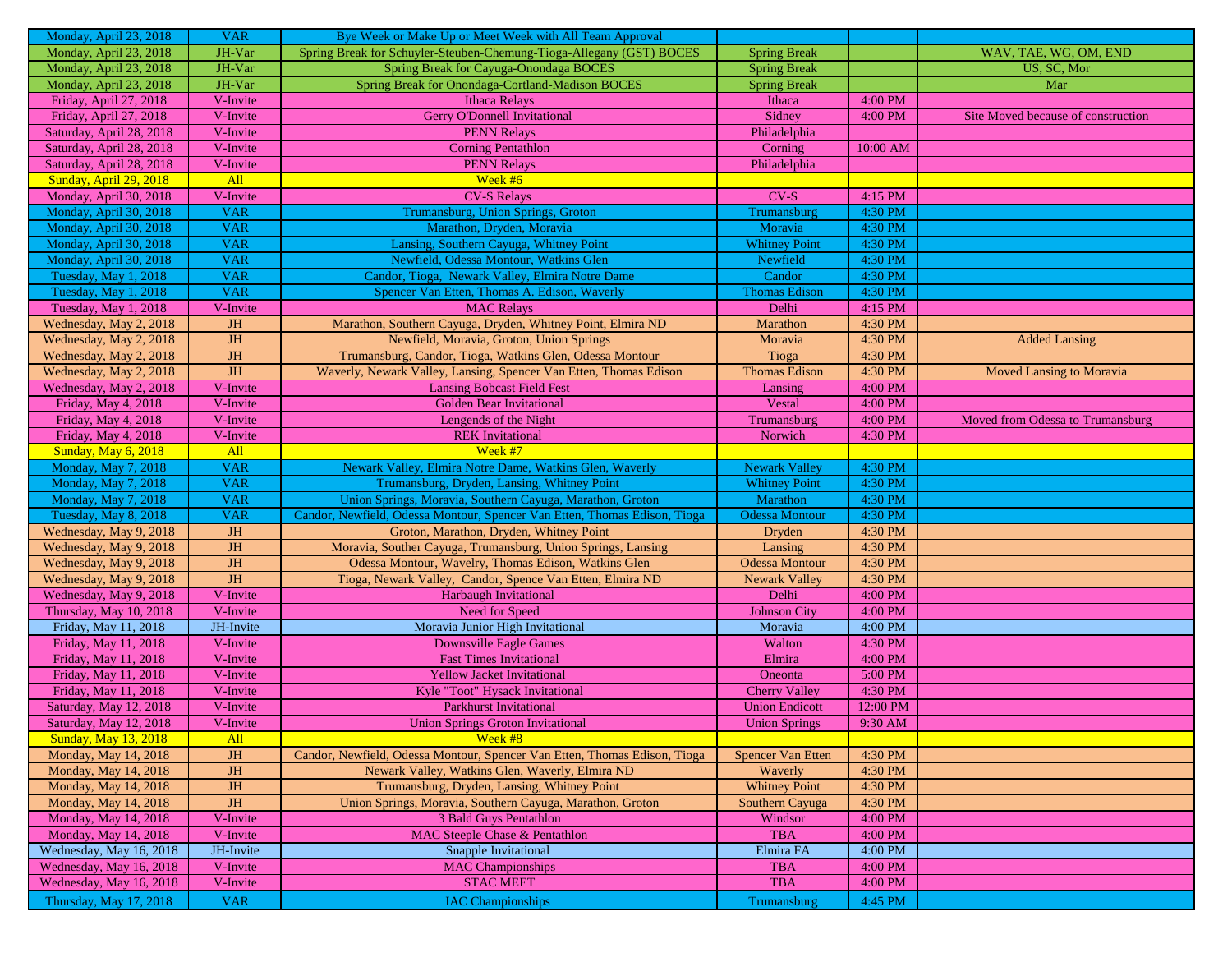| | | | | | |
|---|---|---|---|---|---|
| Monday, April 23, 2018 | VAR | Bye Week or Make Up or Meet Week with All Team Approval | | | |
| Monday, April 23, 2018 | JH-Var | Spring Break for Schuyler-Steuben-Chemung-Tioga-Allegany (GST) BOCES | Spring Break | | WAV, TAE, WG, OM, END |
| Monday, April 23, 2018 | JH-Var | Spring Break for Cayuga-Onondaga BOCES | Spring Break | | US, SC, Mor |
| Monday, April 23, 2018 | JH-Var | Spring Break for Onondaga-Cortland-Madison BOCES | Spring Break | | Mar |
| Friday, April 27, 2018 | V-Invite | Ithaca Relays | Ithaca | 4:00 PM | |
| Friday, April 27, 2018 | V-Invite | Gerry O'Donnell Invitational | Sidney | 4:00 PM | Site Moved because of construction |
| Saturday, April 28, 2018 | V-Invite | PENN Relays | Philadelphia | | |
| Saturday, April 28, 2018 | V-Invite | Corning Pentathlon | Corning | 10:00 AM | |
| Saturday, April 28, 2018 | V-Invite | PENN Relays | Philadelphia | | |
| Sunday, April 29, 2018 | All | Week #6 | | | |
| Monday, April 30, 2018 | V-Invite | CV-S Relays | CV-S | 4:15 PM | |
| Monday, April 30, 2018 | VAR | Trumansburg, Union Springs, Groton | Trumansburg | 4:30 PM | |
| Monday, April 30, 2018 | VAR | Marathon, Dryden, Moravia | Moravia | 4:30 PM | |
| Monday, April 30, 2018 | VAR | Lansing, Southern Cayuga, Whitney Point | Whitney Point | 4:30 PM | |
| Monday, April 30, 2018 | VAR | Newfield, Odessa Montour, Watkins Glen | Newfield | 4:30 PM | |
| Tuesday, May 1, 2018 | VAR | Candor, Tioga, Newark Valley, Elmira Notre Dame | Candor | 4:30 PM | |
| Tuesday, May 1, 2018 | VAR | Spencer Van Etten, Thomas A. Edison, Waverly | Thomas Edison | 4:30 PM | |
| Tuesday, May 1, 2018 | V-Invite | MAC Relays | Delhi | 4:15 PM | |
| Wednesday, May 2, 2018 | JH | Marathon, Southern Cayuga, Dryden, Whitney Point, Elmira ND | Marathon | 4:30 PM | |
| Wednesday, May 2, 2018 | JH | Newfield, Moravia, Groton, Union Springs | Moravia | 4:30 PM | Added Lansing |
| Wednesday, May 2, 2018 | JH | Trumansburg, Candor, Tioga, Watkins Glen, Odessa Montour | Tioga | 4:30 PM | |
| Wednesday, May 2, 2018 | JH | Waverly, Newark Valley, Lansing, Spencer Van Etten, Thomas Edison | Thomas Edison | 4:30 PM | Moved Lansing to Moravia |
| Wednesday, May 2, 2018 | V-Invite | Lansing Bobcast Field Fest | Lansing | 4:00 PM | |
| Friday, May 4, 2018 | V-Invite | Golden Bear Invitational | Vestal | 4:00 PM | |
| Friday, May 4, 2018 | V-Invite | Lengends of the Night | Trumansburg | 4:00 PM | Moved from Odessa to Trumansburg |
| Friday, May 4, 2018 | V-Invite | REK Invitational | Norwich | 4:30 PM | |
| Sunday, May 6, 2018 | All | Week #7 | | | |
| Monday, May 7, 2018 | VAR | Newark Valley, Elmira Notre Dame, Watkins Glen, Waverly | Newark Valley | 4:30 PM | |
| Monday, May 7, 2018 | VAR | Trumansburg, Dryden, Lansing, Whitney Point | Whitney Point | 4:30 PM | |
| Monday, May 7, 2018 | VAR | Union Springs, Moravia, Southern Cayuga, Marathon, Groton | Marathon | 4:30 PM | |
| Tuesday, May 8, 2018 | VAR | Candor, Newfield, Odessa Montour, Spencer Van Etten, Thomas Edison, Tioga | Odessa Montour | 4:30 PM | |
| Wednesday, May 9, 2018 | JH | Groton, Marathon, Dryden, Whitney Point | Dryden | 4:30 PM | |
| Wednesday, May 9, 2018 | JH | Moravia, Souther Cayuga, Trumansburg, Union Springs, Lansing | Lansing | 4:30 PM | |
| Wednesday, May 9, 2018 | JH | Odessa Montour, Wavelry, Thomas Edison, Watkins Glen | Odessa Montour | 4:30 PM | |
| Wednesday, May 9, 2018 | JH | Tioga, Newark Valley, Candor, Spence Van Etten, Elmira ND | Newark Valley | 4:30 PM | |
| Wednesday, May 9, 2018 | V-Invite | Harbaugh Invitational | Delhi | 4:00 PM | |
| Thursday, May 10, 2018 | V-Invite | Need for Speed | Johnson City | 4:00 PM | |
| Friday, May 11, 2018 | JH-Invite | Moravia Junior High Invitational | Moravia | 4:00 PM | |
| Friday, May 11, 2018 | V-Invite | Downsville Eagle Games | Walton | 4:30 PM | |
| Friday, May 11, 2018 | V-Invite | Fast Times Invitational | Elmira | 4:00 PM | |
| Friday, May 11, 2018 | V-Invite | Yellow Jacket Invitational | Oneonta | 5:00 PM | |
| Friday, May 11, 2018 | V-Invite | Kyle "Toot" Hysack Invitational | Cherry Valley | 4:30 PM | |
| Saturday, May 12, 2018 | V-Invite | Parkhurst Invitational | Union Endicott | 12:00 PM | |
| Saturday, May 12, 2018 | V-Invite | Union Springs Groton Invitational | Union Springs | 9:30 AM | |
| Sunday, May 13, 2018 | All | Week #8 | | | |
| Monday, May 14, 2018 | JH | Candor, Newfield, Odessa Montour, Spencer Van Etten, Thomas Edison, Tioga | Spencer Van Etten | 4:30 PM | |
| Monday, May 14, 2018 | JH | Newark Valley, Watkins Glen, Waverly, Elmira ND | Waverly | 4:30 PM | |
| Monday, May 14, 2018 | JH | Trumansburg, Dryden, Lansing, Whitney Point | Whitney Point | 4:30 PM | |
| Monday, May 14, 2018 | JH | Union Springs, Moravia, Southern Cayuga, Marathon, Groton | Southern Cayuga | 4:30 PM | |
| Monday, May 14, 2018 | V-Invite | 3 Bald Guys Pentathlon | Windsor | 4:00 PM | |
| Monday, May 14, 2018 | V-Invite | MAC Steeple Chase & Pentathlon | TBA | 4:00 PM | |
| Wednesday, May 16, 2018 | JH-Invite | Snapple Invitational | Elmira FA | 4:00 PM | |
| Wednesday, May 16, 2018 | V-Invite | MAC Championships | TBA | 4:00 PM | |
| Wednesday, May 16, 2018 | V-Invite | STAC MEET | TBA | 4:00 PM | |
| Thursday, May 17, 2018 | VAR | IAC Championships | Trumansburg | 4:45 PM | |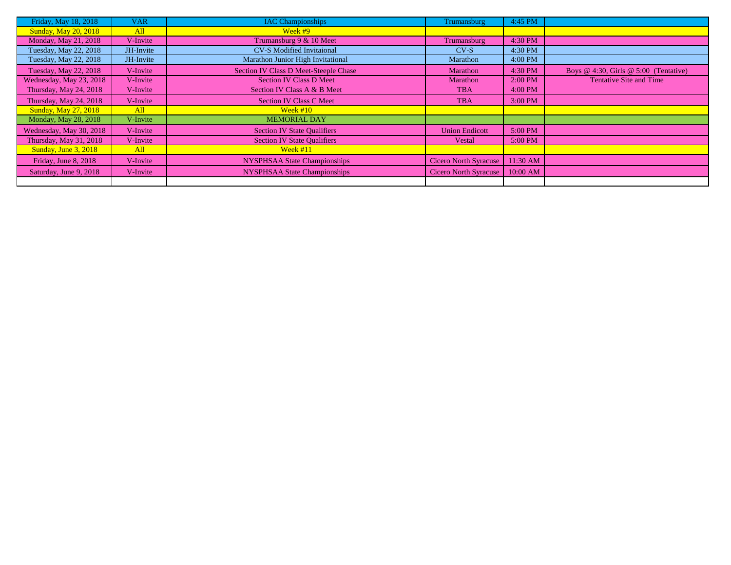| | | | | | |
|---|---|---|---|---|---|
| Friday, May 18, 2018 | VAR | IAC Championships | Trumansburg | 4:45 PM | |
| Sunday, May 20, 2018 | All | Week #9 | | | |
| Monday, May 21, 2018 | V-Invite | Trumansburg 9 & 10 Meet | Trumansburg | 4:30 PM | |
| Tuesday, May 22, 2018 | JH-Invite | CV-S Modified Invitaional | CV-S | 4:30 PM | |
| Tuesday, May 22, 2018 | JH-Invite | Marathon Junior High Invitational | Marathon | 4:00 PM | |
| Tuesday, May 22, 2018 | V-Invite | Section IV Class D Meet-Steeple Chase | Marathon | 4:30 PM | Boys @ 4:30, Girls @ 5:00 (Tentative) |
| Wednesday, May 23, 2018 | V-Invite | Section IV Class D Meet | Marathon | 2:00 PM | Tentative Site and Time |
| Thursday, May 24, 2018 | V-Invite | Section IV Class A & B Meet | TBA | 4:00 PM | |
| Thursday, May 24, 2018 | V-Invite | Section IV Class C Meet | TBA | 3:00 PM | |
| Sunday, May 27, 2018 | All | Week #10 | | | |
| Monday, May 28, 2018 | V-Invite | MEMORIAL DAY | | | |
| Wednesday, May 30, 2018 | V-Invite | Section IV State Qualifiers | Union Endicott | 5:00 PM | |
| Thursday, May 31, 2018 | V-Invite | Section IV State Qualifiers | Vestal | 5:00 PM | |
| Sunday, June 3, 2018 | All | Week #11 | | | |
| Friday, June 8, 2018 | V-Invite | NYSPHSAA State Championships | Cicero North Syracuse | 11:30 AM | |
| Saturday, June 9, 2018 | V-Invite | NYSPHSAA State Championships | Cicero North Syracuse | 10:00 AM | |
| | | | | | |